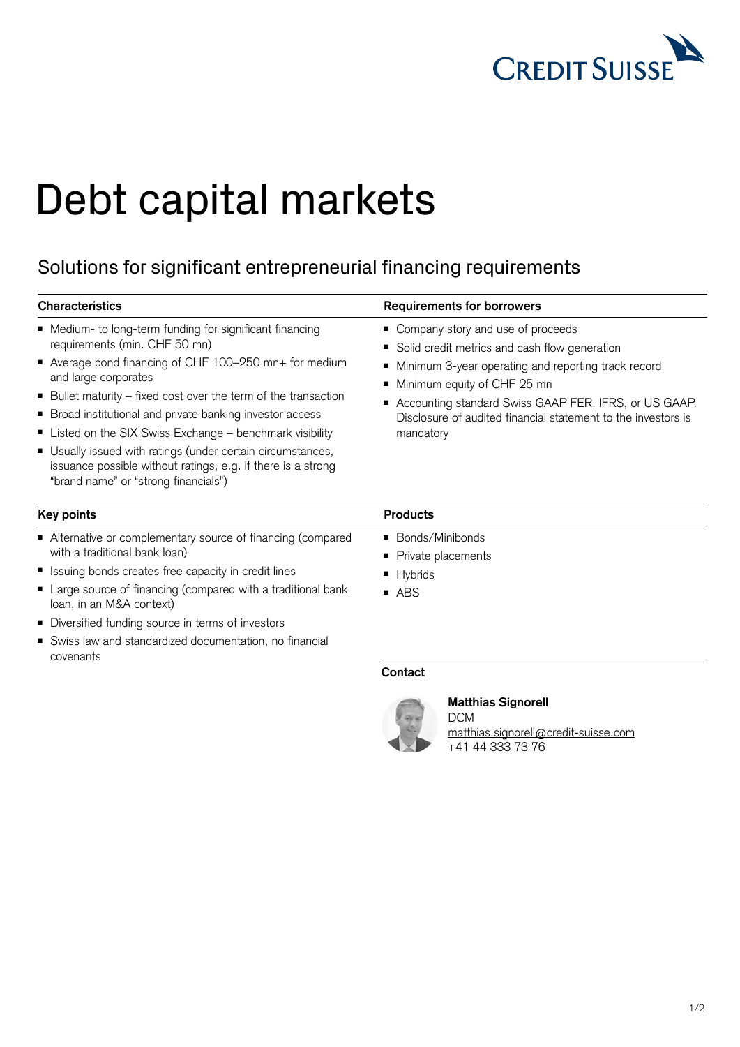# Debt capital markets

## Solutions for significant entrepreneurial financing requirements

### Characteristics

- Medium- to long-term funding for significant financing requirements (min. CHF 50 mn)
- Average bond financing of CHF 100–250 mn+ for medium and large corporates
- Bullet maturity – fixed cost over the term of the transaction
- Broad institutional and private banking investor access
- Listed on the SIX Swiss Exchange – benchmark visibility
- Usually issued with ratings (under certain circumstances, issuance possible without ratings, e.g. if there is a strong "brand name" or "strong financials")

### Requirements for borrowers

- Company story and use of proceeds
- Solid credit metrics and cash flow generation
- Minimum 3-year operating and reporting track record
- Minimum equity of CHF 25 mn
- Accounting standard Swiss GAAP FER, IFRS, or US GAAP. Disclosure of audited financial statement to the investors is mandatory

### Key points

- Alternative or complementary source of financing (compared with a traditional bank loan)
- Issuing bonds creates free capacity in credit lines
- Large source of financing (compared with a traditional bank loan, in an M&A context)
- Diversified funding source in terms of investors
- Swiss law and standardized documentation, no financial covenants

### Products

- Bonds/Minibonds
- Private placements
- Hybrids
- ABS

### Contact

**Matthias Signorell**
DCM
matthias.signorell@credit-suisse.com
+41 44 333 73 76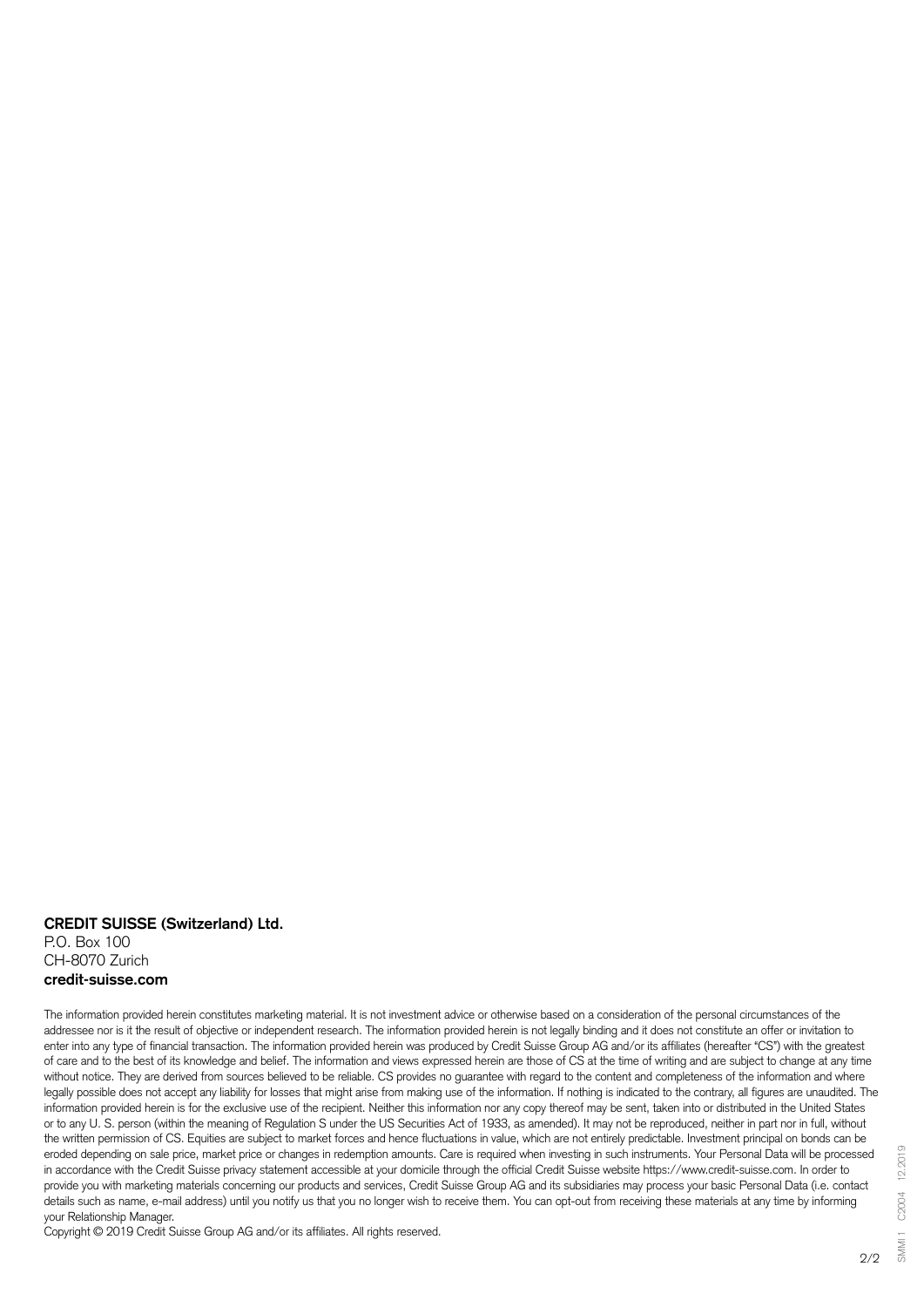**CREDIT SUISSE (Switzerland) Ltd.**
P.O. Box 100
CH-8070 Zurich
**credit-suisse.com**

The information provided herein constitutes marketing material. It is not investment advice or otherwise based on a consideration of the personal circumstances of the addressee nor is it the result of objective or independent research. The information provided herein is not legally binding and it does not constitute an offer or invitation to enter into any type of financial transaction. The information provided herein was produced by Credit Suisse Group AG and/or its affiliates (hereafter "CS") with the greatest of care and to the best of its knowledge and belief. The information and views expressed herein are those of CS at the time of writing and are subject to change at any time without notice. They are derived from sources believed to be reliable. CS provides no guarantee with regard to the content and completeness of the information and where legally possible does not accept any liability for losses that might arise from making use of the information. If nothing is indicated to the contrary, all figures are unaudited. The information provided herein is for the exclusive use of the recipient. Neither this information nor any copy thereof may be sent, taken into or distributed in the United States or to any U. S. person (within the meaning of Regulation S under the US Securities Act of 1933, as amended). It may not be reproduced, neither in part nor in full, without the written permission of CS. Equities are subject to market forces and hence fluctuations in value, which are not entirely predictable. Investment principal on bonds can be eroded depending on sale price, market price or changes in redemption amounts. Care is required when investing in such instruments. Your Personal Data will be processed in accordance with the Credit Suisse privacy statement accessible at your domicile through the official Credit Suisse website https://www.credit-suisse.com. In order to provide you with marketing materials concerning our products and services, Credit Suisse Group AG and its subsidiaries may process your basic Personal Data (i.e. contact details such as name, e-mail address) until you notify us that you no longer wish to receive them. You can opt-out from receiving these materials at any time by informing your Relationship Manager.
Copyright © 2019 Credit Suisse Group AG and/or its affiliates. All rights reserved.

SMMI 1 C2004 12.2019